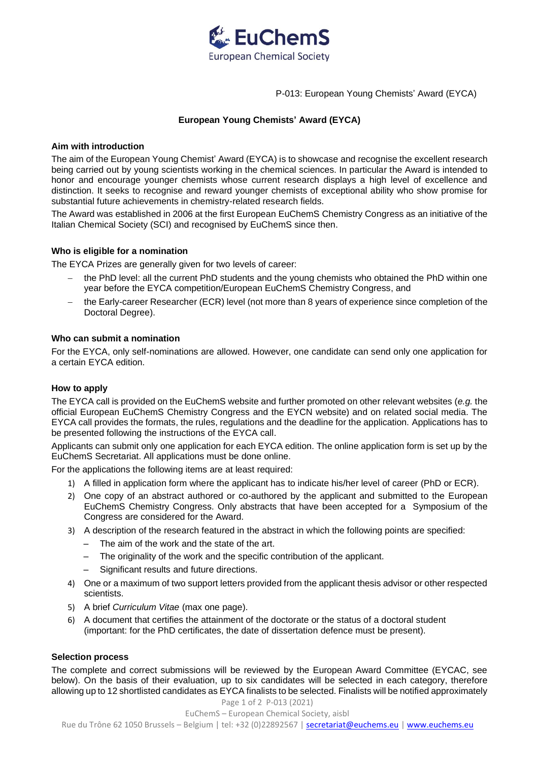P-013: European Young Chemists' Award (EYCA)

# European Young Chemists' Award (EYCA)

### Aim with introduction

The aim of the European Young Chemist' Award (EYCA) is to showcase and recognise the excellent research being carried out by young scientists working in the chemical sciences. In particular the Award is intended to honor and encourage younger chemists whose current research displays a high level of excellence and distinction. It seeks to recognise and reward younger chemists of exceptional ability who show promise for substantial future achievements in chemistry-related research fields.

The Award was established in 2006 at the first European EuChemS Chemistry Congress as an initiative of the Italian Chemical Society (SCI) and recognised by EuChemS since then.

### Who is eligible for a nomination

The EYCA Prizes are generally given for two levels of career:

- the PhD level: all the current PhD students and the young chemists who obtained the PhD within one year before the EYCA competition/European EuChemS Chemistry Congress, and
- the Early-career Researcher (ECR) level (not more than 8 years of experience since completion of the Doctoral Degree).

### Who can submit a nomination

For the EYCA, only self-nominations are allowed. However, one candidate can send only one application for a certain EYCA edition.

### How to apply

The EYCA call is provided on the EuChemS website and further promoted on other relevant websites (*e.g.* the official European EuChemS Chemistry Congress and the EYCN website) and on related social media. The EYCA call provides the formats, the rules, regulations and the deadline for the application. Applications has to be presented following the instructions of the EYCA call.

Applicants can submit only one application for each EYCA edition. The online application form is set up by the EuChemS Secretariat. All applications must be done online.

For the applications the following items are at least required:

1) A filled in application form where the applicant has to indicate his/her level of career (PhD or ECR).
2) One copy of an abstract authored or co-authored by the applicant and submitted to the European EuChemS Chemistry Congress. Only abstracts that have been accepted for a Symposium of the Congress are considered for the Award.
3) A description of the research featured in the abstract in which the following points are specified:
   - The aim of the work and the state of the art.
   - The originality of the work and the specific contribution of the applicant.
   - Significant results and future directions.
4) One or a maximum of two support letters provided from the applicant thesis advisor or other respected scientists.
5) A brief *Curriculum Vitae* (max one page).
6) A document that certifies the attainment of the doctorate or the status of a doctoral student (important: for the PhD certificates, the date of dissertation defence must be present).

### Selection process

The complete and correct submissions will be reviewed by the European Award Committee (EYCAC, see below). On the basis of their evaluation, up to six candidates will be selected in each category, therefore allowing up to 12 shortlisted candidates as EYCA finalists to be selected. Finalists will be notified approximately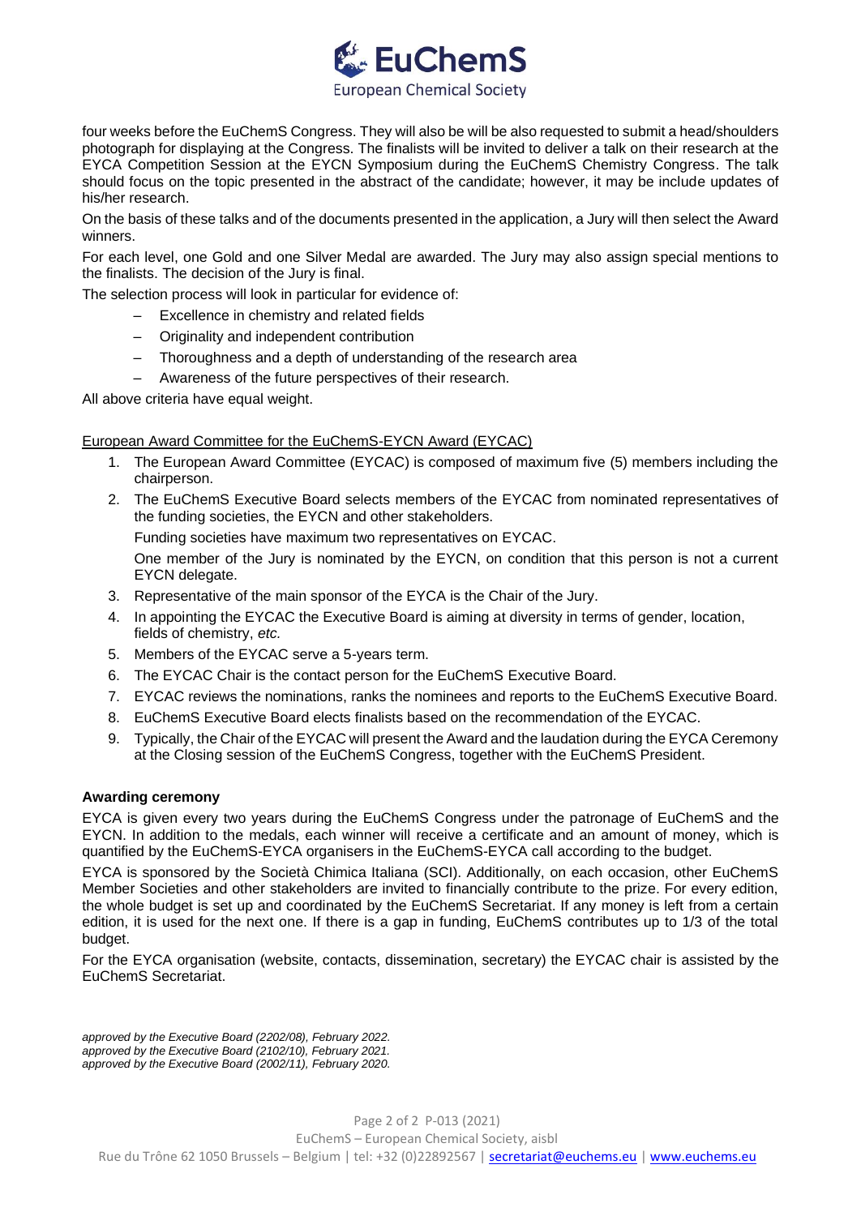four weeks before the EuChemS Congress. They will also be will be also requested to submit a head/shoulders photograph for displaying at the Congress. The finalists will be invited to deliver a talk on their research at the EYCA Competition Session at the EYCN Symposium during the EuChemS Chemistry Congress. The talk should focus on the topic presented in the abstract of the candidate; however, it may be include updates of his/her research.

On the basis of these talks and of the documents presented in the application, a Jury will then select the Award winners.

For each level, one Gold and one Silver Medal are awarded. The Jury may also assign special mentions to the finalists. The decision of the Jury is final.

The selection process will look in particular for evidence of:

- Excellence in chemistry and related fields
- Originality and independent contribution
- Thoroughness and a depth of understanding of the research area
- Awareness of the future perspectives of their research.

All above criteria have equal weight.

European Award Committee for the EuChemS-EYCN Award (EYCAC)

1. The European Award Committee (EYCAC) is composed of maximum five (5) members including the chairperson.
2. The EuChemS Executive Board selects members of the EYCAC from nominated representatives of the funding societies, the EYCN and other stakeholders.

   Funding societies have maximum two representatives on EYCAC.

   One member of the Jury is nominated by the EYCN, on condition that this person is not a current EYCN delegate.
3. Representative of the main sponsor of the EYCA is the Chair of the Jury.
4. In appointing the EYCAC the Executive Board is aiming at diversity in terms of gender, location, fields of chemistry, *etc.*
5. Members of the EYCAC serve a 5-years term.
6. The EYCAC Chair is the contact person for the EuChemS Executive Board.
7. EYCAC reviews the nominations, ranks the nominees and reports to the EuChemS Executive Board.
8. EuChemS Executive Board elects finalists based on the recommendation of the EYCAC.
9. Typically, the Chair of the EYCAC will present the Award and the laudation during the EYCA Ceremony at the Closing session of the EuChemS Congress, together with the EuChemS President.

**Awarding ceremony**

EYCA is given every two years during the EuChemS Congress under the patronage of EuChemS and the EYCN. In addition to the medals, each winner will receive a certificate and an amount of money, which is quantified by the EuChemS-EYCA organisers in the EuChemS-EYCA call according to the budget.

EYCA is sponsored by the Società Chimica Italiana (SCI). Additionally, on each occasion, other EuChemS Member Societies and other stakeholders are invited to financially contribute to the prize. For every edition, the whole budget is set up and coordinated by the EuChemS Secretariat. If any money is left from a certain edition, it is used for the next one. If there is a gap in funding, EuChemS contributes up to 1/3 of the total budget.

For the EYCA organisation (website, contacts, dissemination, secretary) the EYCAC chair is assisted by the EuChemS Secretariat.

*approved by the Executive Board (2202/08), February 2022.*
*approved by the Executive Board (2102/10), February 2021.*
*approved by the Executive Board (2002/11), February 2020.*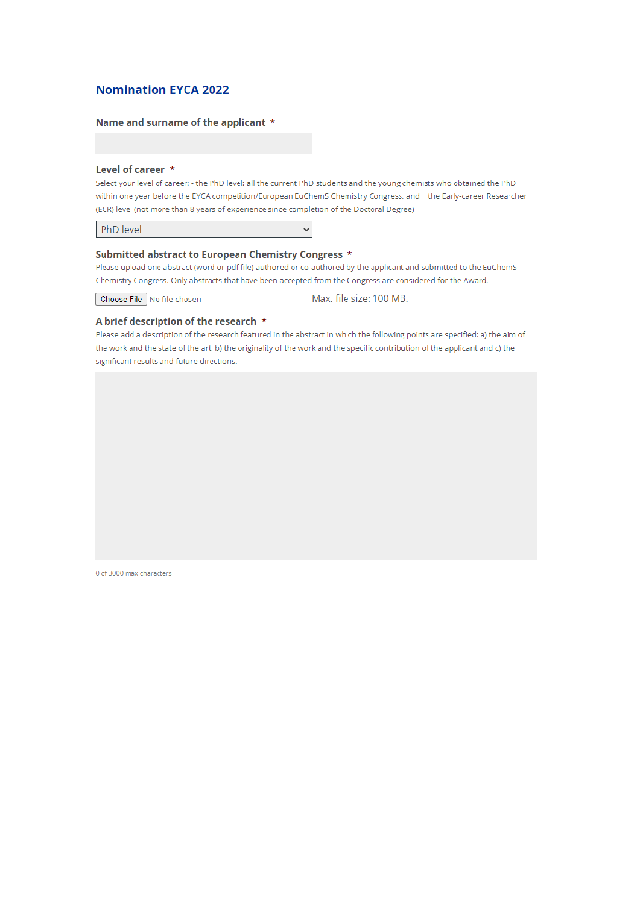## Nomination EYCA 2022

**Name and surname of the applicant** *

**Level of career** *

Select your level of career: - the PhD level: all the current PhD students and the young chemists who obtained the PhD within one year before the EYCA competition/European EuChemS Chemistry Congress, and – the Early-career Researcher (ECR) level (not more than 8 years of experience since completion of the Doctoral Degree)

PhD level

**Submitted abstract to European Chemistry Congress** *

Please upload one abstract (word or pdf file) authored or co-authored by the applicant and submitted to the EuChemS Chemistry Congress. Only abstracts that have been accepted from the Congress are considered for the Award.

Choose File No file chosen Max. file size: 100 MB.

**A brief description of the research** *

Please add a description of the research featured in the abstract in which the following points are specified: a) the aim of the work and the state of the art, b) the originality of the work and the specific contribution of the applicant and c) the significant results and future directions.

0 of 3000 max characters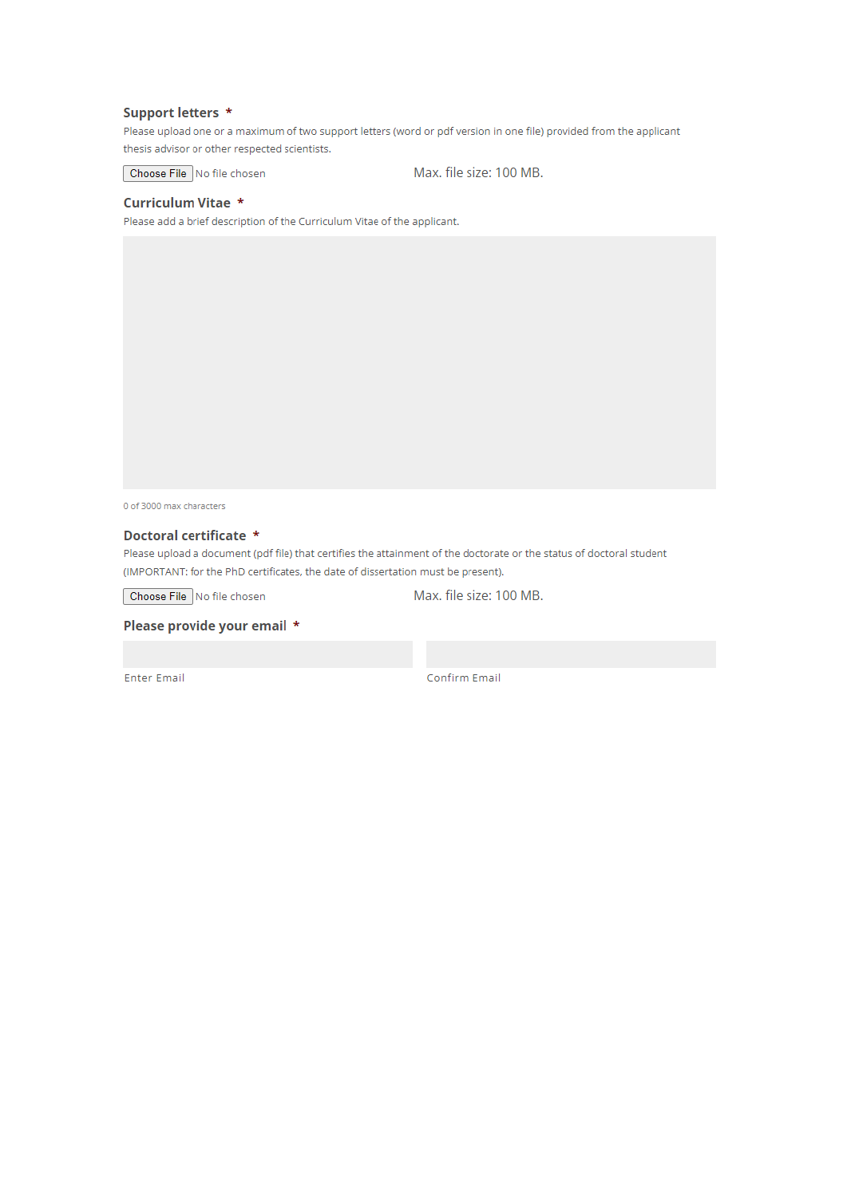### Support letters *

Please upload one or a maximum of two support letters (word or pdf version in one file) provided from the applicant thesis advisor or other respected scientists.

Choose File No file chosen    Max. file size: 100 MB.

### Curriculum Vitae *

Please add a brief description of the Curriculum Vitae of the applicant.

0 of 3000 max characters

### Doctoral certificate *

Please upload a document (pdf file) that certifies the attainment of the doctorate or the status of doctoral student (IMPORTANT: for the PhD certificates, the date of dissertation must be present).

Choose File No file chosen    Max. file size: 100 MB.

### Please provide your email *

Enter Email

Confirm Email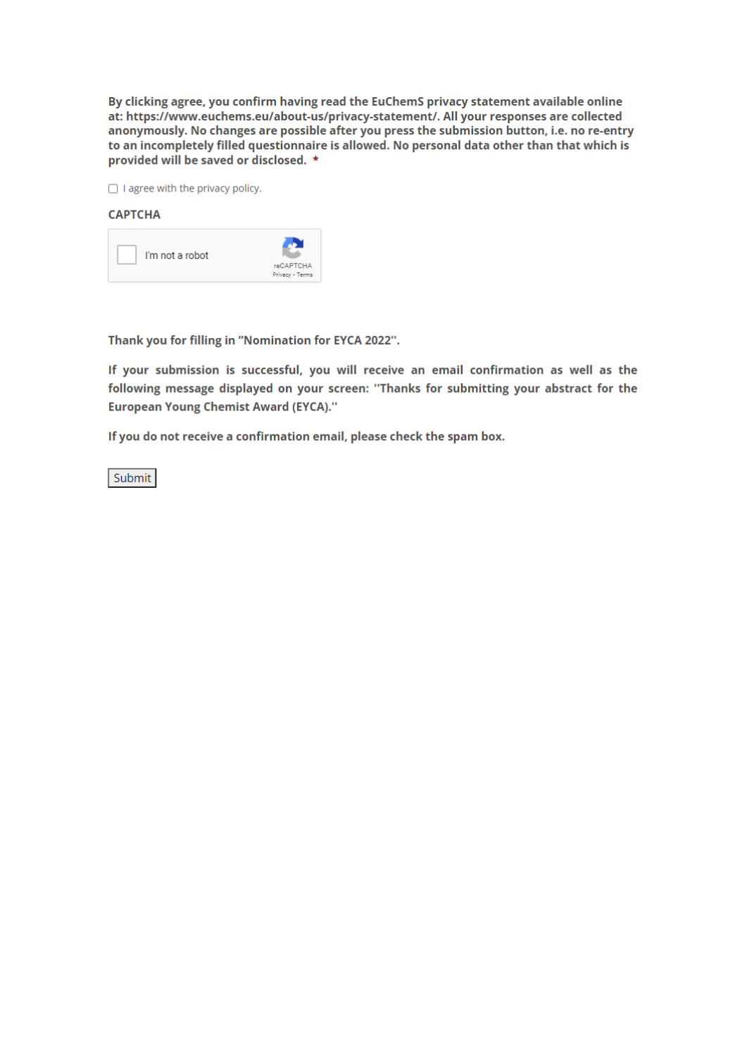**By clicking agree, you confirm having read the EuChemS privacy statement available online at: https://www.euchems.eu/about-us/privacy-statement/. All your responses are collected anonymously. No changes are possible after you press the submission button, i.e. no re-entry to an incompletely filled questionnaire is allowed. No personal data other than that which is provided will be saved or disclosed.** *

☐ I agree with the privacy policy.

**CAPTCHA**

☐ I'm not a robot

reCAPTCHA
Privacy - Terms

**Thank you for filling in "Nomination for EYCA 2022".**

**If your submission is successful, you will receive an email confirmation as well as the following message displayed on your screen: "Thanks for submitting your abstract for the European Young Chemist Award (EYCA)."**

**If you do not receive a confirmation email, please check the spam box.**

Submit